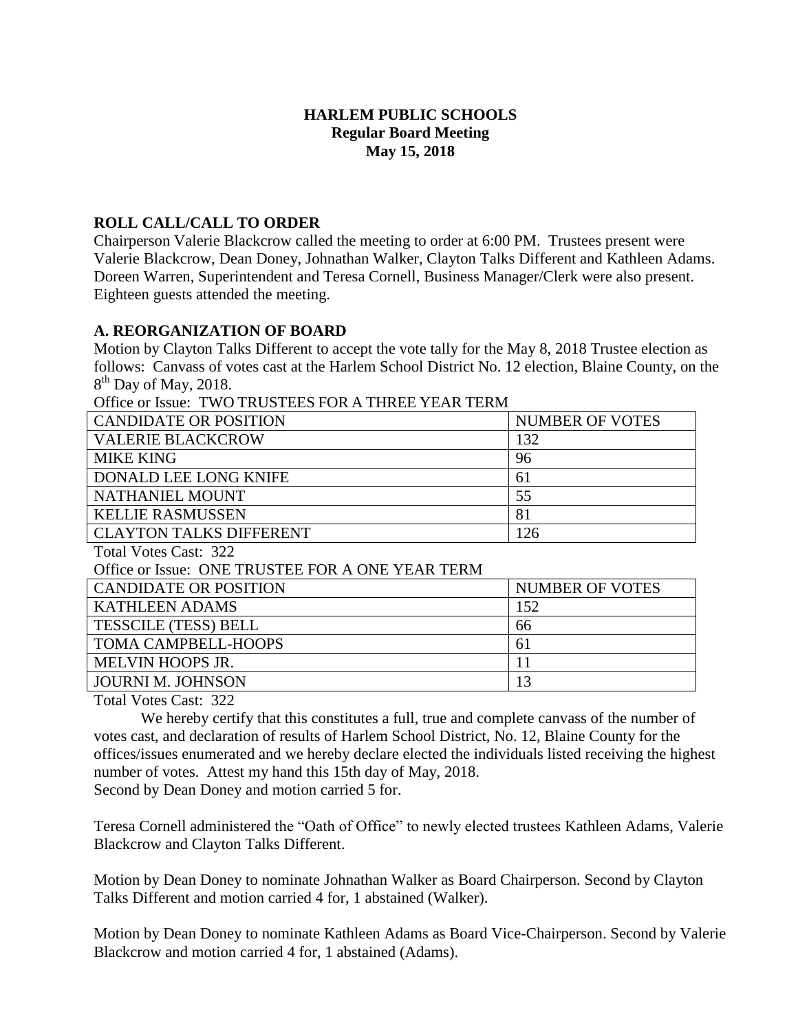# HARLEM PUBLIC SCHOOLS

## Regular Board Meeting

## May 15, 2018

### ROLL CALL/CALL TO ORDER

Chairperson Valerie Blackcrow called the meeting to order at 6:00 PM. Trustees present were Valerie Blackcrow, Dean Doney, Johnathan Walker, Clayton Talks Different and Kathleen Adams. Doreen Warren, Superintendent and Teresa Cornell, Business Manager/Clerk were also present. Eighteen guests attended the meeting.

### A. REORGANIZATION OF BOARD

Motion by Clayton Talks Different to accept the vote tally for the May 8, 2018 Trustee election as follows: Canvass of votes cast at the Harlem School District No. 12 election, Blaine County, on the 8th Day of May, 2018.

Office or Issue: TWO TRUSTEES FOR A THREE YEAR TERM

| CANDIDATE OR POSITION | NUMBER OF VOTES |
|---|---|
| VALERIE BLACKCROW | 132 |
| MIKE KING | 96 |
| DONALD LEE LONG KNIFE | 61 |
| NATHANIEL MOUNT | 55 |
| KELLIE RASMUSSEN | 81 |
| CLAYTON TALKS DIFFERENT | 126 |

Total Votes Cast: 322

Office or Issue: ONE TRUSTEE FOR A ONE YEAR TERM

| CANDIDATE OR POSITION | NUMBER OF VOTES |
|---|---|
| KATHLEEN ADAMS | 152 |
| TESSCILE (TESS) BELL | 66 |
| TOMA CAMPBELL-HOOPS | 61 |
| MELVIN HOOPS JR. | 11 |
| JOURNI M. JOHNSON | 13 |

Total Votes Cast: 322

We hereby certify that this constitutes a full, true and complete canvass of the number of votes cast, and declaration of results of Harlem School District, No. 12, Blaine County for the offices/issues enumerated and we hereby declare elected the individuals listed receiving the highest number of votes. Attest my hand this 15th day of May, 2018.

Second by Dean Doney and motion carried 5 for.

Teresa Cornell administered the "Oath of Office" to newly elected trustees Kathleen Adams, Valerie Blackcrow and Clayton Talks Different.

Motion by Dean Doney to nominate Johnathan Walker as Board Chairperson. Second by Clayton Talks Different and motion carried 4 for, 1 abstained (Walker).

Motion by Dean Doney to nominate Kathleen Adams as Board Vice-Chairperson. Second by Valerie Blackcrow and motion carried 4 for, 1 abstained (Adams).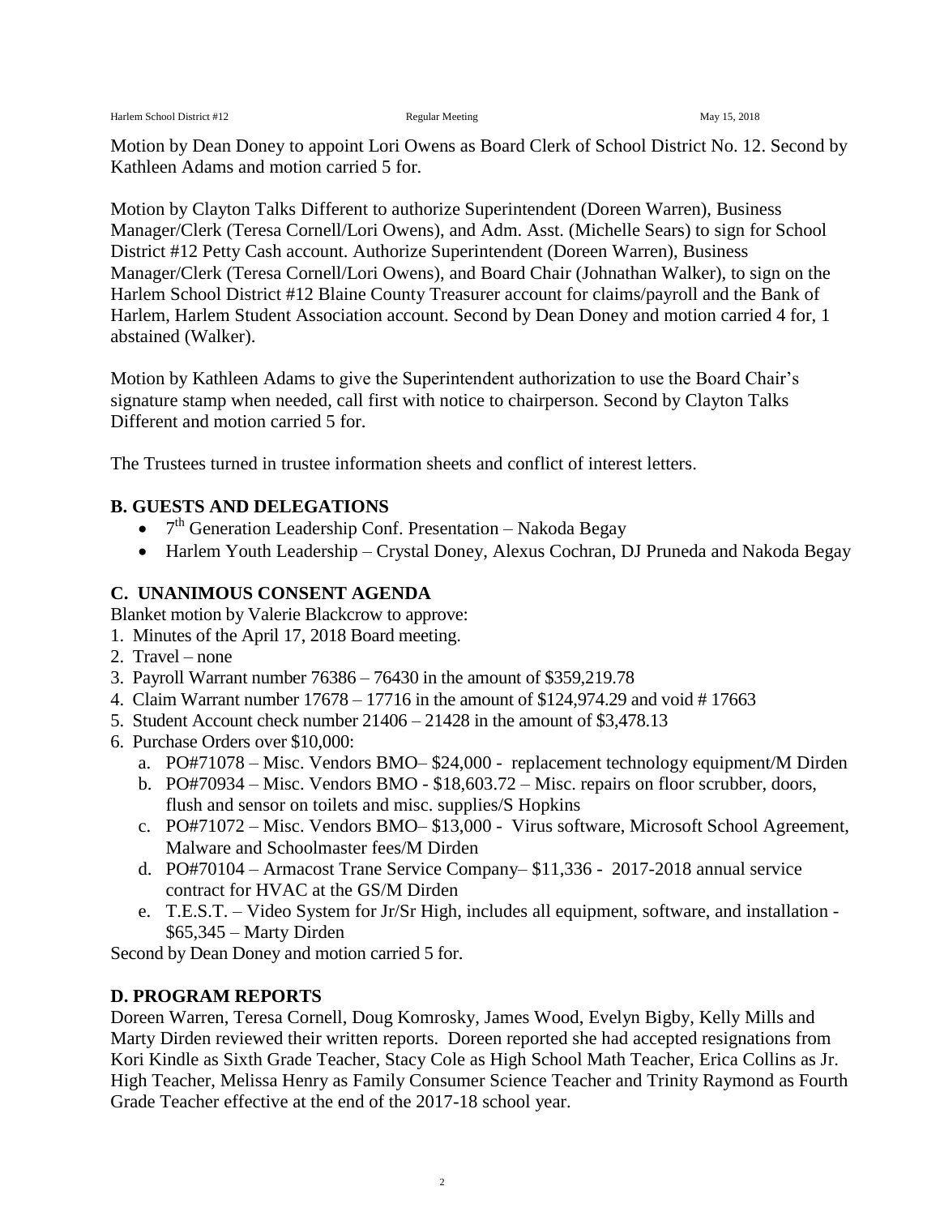Motion by Dean Doney to appoint Lori Owens as Board Clerk of School District No. 12. Second by Kathleen Adams and motion carried 5 for.

Motion by Clayton Talks Different to authorize Superintendent (Doreen Warren), Business Manager/Clerk (Teresa Cornell/Lori Owens), and Adm. Asst. (Michelle Sears) to sign for School District #12 Petty Cash account. Authorize Superintendent (Doreen Warren), Business Manager/Clerk (Teresa Cornell/Lori Owens), and Board Chair (Johnathan Walker), to sign on the Harlem School District #12 Blaine County Treasurer account for claims/payroll and the Bank of Harlem, Harlem Student Association account. Second by Dean Doney and motion carried 4 for, 1 abstained (Walker).

Motion by Kathleen Adams to give the Superintendent authorization to use the Board Chair's signature stamp when needed, call first with notice to chairperson. Second by Clayton Talks Different and motion carried 5 for.

The Trustees turned in trustee information sheets and conflict of interest letters.

## B. GUESTS AND DELEGATIONS

- 7th Generation Leadership Conf. Presentation – Nakoda Begay
- Harlem Youth Leadership – Crystal Doney, Alexus Cochran, DJ Pruneda and Nakoda Begay

## C. UNANIMOUS CONSENT AGENDA

Blanket motion by Valerie Blackcrow to approve:

1. Minutes of the April 17, 2018 Board meeting.
2. Travel – none
3. Payroll Warrant number 76386 – 76430 in the amount of $359,219.78
4. Claim Warrant number 17678 – 17716 in the amount of $124,974.29 and void # 17663
5. Student Account check number 21406 – 21428 in the amount of $3,478.13
6. Purchase Orders over $10,000:
   a. PO#71078 – Misc. Vendors BMO– $24,000 - replacement technology equipment/M Dirden
   b. PO#70934 – Misc. Vendors BMO - $18,603.72 – Misc. repairs on floor scrubber, doors, flush and sensor on toilets and misc. supplies/S Hopkins
   c. PO#71072 – Misc. Vendors BMO– $13,000 - Virus software, Microsoft School Agreement, Malware and Schoolmaster fees/M Dirden
   d. PO#70104 – Armacost Trane Service Company– $11,336 - 2017-2018 annual service contract for HVAC at the GS/M Dirden
   e. T.E.S.T. – Video System for Jr/Sr High, includes all equipment, software, and installation - $65,345 – Marty Dirden

Second by Dean Doney and motion carried 5 for.

## D. PROGRAM REPORTS

Doreen Warren, Teresa Cornell, Doug Komrosky, James Wood, Evelyn Bigby, Kelly Mills and Marty Dirden reviewed their written reports. Doreen reported she had accepted resignations from Kori Kindle as Sixth Grade Teacher, Stacy Cole as High School Math Teacher, Erica Collins as Jr. High Teacher, Melissa Henry as Family Consumer Science Teacher and Trinity Raymond as Fourth Grade Teacher effective at the end of the 2017-18 school year.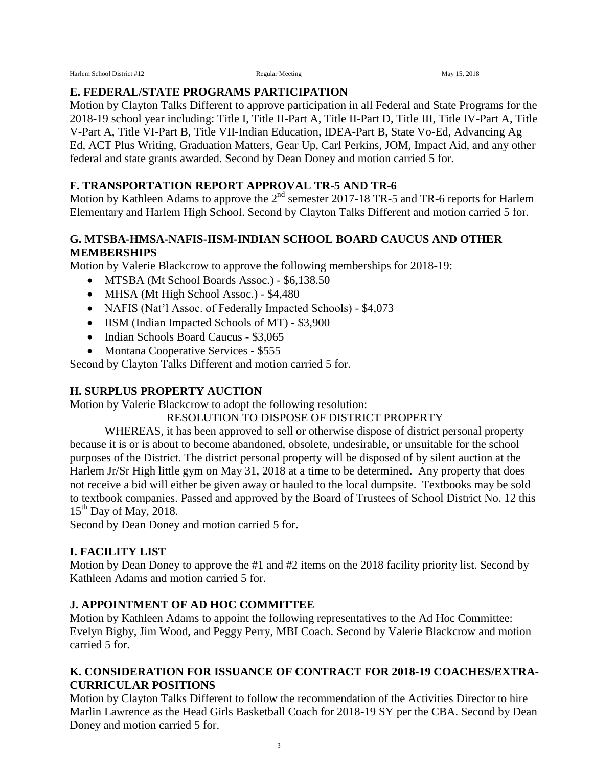## E. FEDERAL/STATE PROGRAMS PARTICIPATION

Motion by Clayton Talks Different to approve participation in all Federal and State Programs for the 2018-19 school year including: Title I, Title II-Part A, Title II-Part D, Title III, Title IV-Part A, Title V-Part A, Title VI-Part B, Title VII-Indian Education, IDEA-Part B, State Vo-Ed, Advancing Ag Ed, ACT Plus Writing, Graduation Matters, Gear Up, Carl Perkins, JOM, Impact Aid, and any other federal and state grants awarded. Second by Dean Doney and motion carried 5 for.

## F. TRANSPORTATION REPORT APPROVAL TR-5 AND TR-6

Motion by Kathleen Adams to approve the 2nd semester 2017-18 TR-5 and TR-6 reports for Harlem Elementary and Harlem High School. Second by Clayton Talks Different and motion carried 5 for.

## G. MTSBA-HMSA-NAFIS-IISM-INDIAN SCHOOL BOARD CAUCUS AND OTHER MEMBERSHIPS

Motion by Valerie Blackcrow to approve the following memberships for 2018-19:

- MTSBA (Mt School Boards Assoc.) - $6,138.50
- MHSA (Mt High School Assoc.) - $4,480
- NAFIS (Nat'l Assoc. of Federally Impacted Schools) - $4,073
- IISM (Indian Impacted Schools of MT) - $3,900
- Indian Schools Board Caucus - $3,065
- Montana Cooperative Services - $555

Second by Clayton Talks Different and motion carried 5 for.

## H. SURPLUS PROPERTY AUCTION

Motion by Valerie Blackcrow to adopt the following resolution:

RESOLUTION TO DISPOSE OF DISTRICT PROPERTY

WHEREAS, it has been approved to sell or otherwise dispose of district personal property because it is or is about to become abandoned, obsolete, undesirable, or unsuitable for the school purposes of the District. The district personal property will be disposed of by silent auction at the Harlem Jr/Sr High little gym on May 31, 2018 at a time to be determined. Any property that does not receive a bid will either be given away or hauled to the local dumpsite. Textbooks may be sold to textbook companies. Passed and approved by the Board of Trustees of School District No. 12 this 15th Day of May, 2018.

Second by Dean Doney and motion carried 5 for.

## I. FACILITY LIST

Motion by Dean Doney to approve the #1 and #2 items on the 2018 facility priority list. Second by Kathleen Adams and motion carried 5 for.

## J. APPOINTMENT OF AD HOC COMMITTEE

Motion by Kathleen Adams to appoint the following representatives to the Ad Hoc Committee: Evelyn Bigby, Jim Wood, and Peggy Perry, MBI Coach. Second by Valerie Blackcrow and motion carried 5 for.

## K. CONSIDERATION FOR ISSUANCE OF CONTRACT FOR 2018-19 COACHES/EXTRA-CURRICULAR POSITIONS

Motion by Clayton Talks Different to follow the recommendation of the Activities Director to hire Marlin Lawrence as the Head Girls Basketball Coach for 2018-19 SY per the CBA. Second by Dean Doney and motion carried 5 for.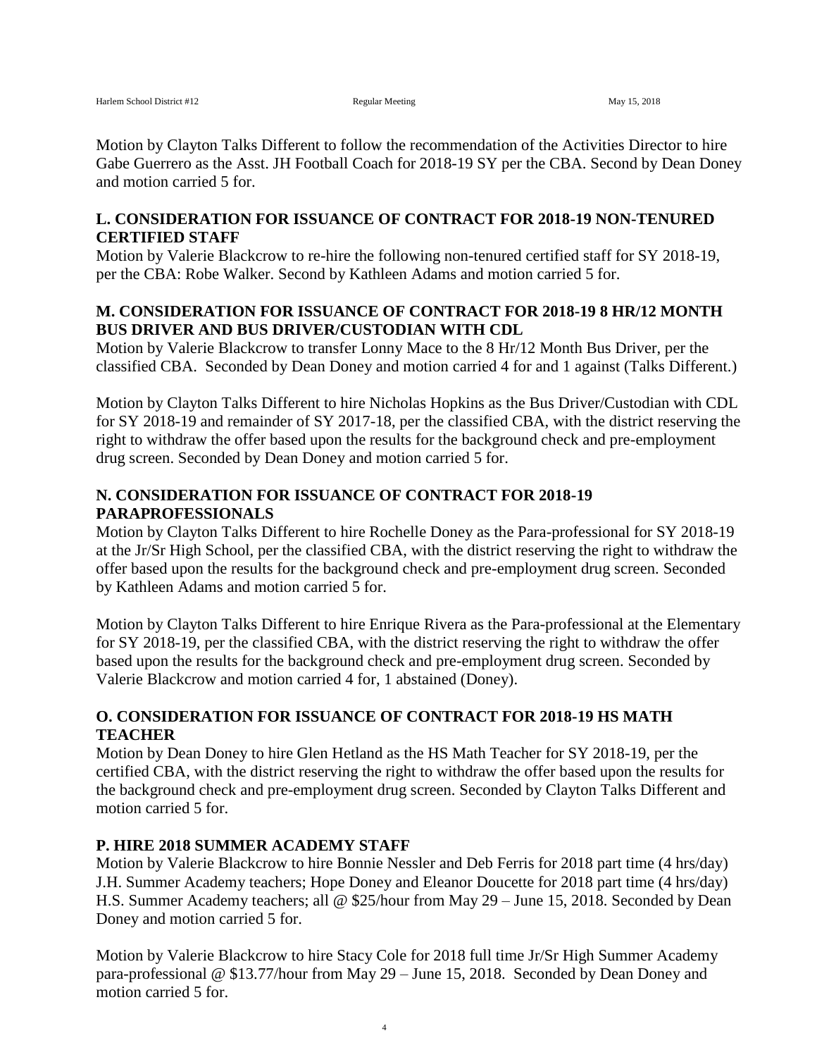Motion by Clayton Talks Different to follow the recommendation of the Activities Director to hire Gabe Guerrero as the Asst. JH Football Coach for 2018-19 SY per the CBA. Second by Dean Doney and motion carried 5 for.

## L. CONSIDERATION FOR ISSUANCE OF CONTRACT FOR 2018-19 NON-TENURED CERTIFIED STAFF

Motion by Valerie Blackcrow to re-hire the following non-tenured certified staff for SY 2018-19, per the CBA: Robe Walker. Second by Kathleen Adams and motion carried 5 for.

## M. CONSIDERATION FOR ISSUANCE OF CONTRACT FOR 2018-19 8 HR/12 MONTH BUS DRIVER AND BUS DRIVER/CUSTODIAN WITH CDL

Motion by Valerie Blackcrow to transfer Lonny Mace to the 8 Hr/12 Month Bus Driver, per the classified CBA. Seconded by Dean Doney and motion carried 4 for and 1 against (Talks Different.)

Motion by Clayton Talks Different to hire Nicholas Hopkins as the Bus Driver/Custodian with CDL for SY 2018-19 and remainder of SY 2017-18, per the classified CBA, with the district reserving the right to withdraw the offer based upon the results for the background check and pre-employment drug screen. Seconded by Dean Doney and motion carried 5 for.

## N. CONSIDERATION FOR ISSUANCE OF CONTRACT FOR 2018-19 PARAPROFESSIONALS

Motion by Clayton Talks Different to hire Rochelle Doney as the Para-professional for SY 2018-19 at the Jr/Sr High School, per the classified CBA, with the district reserving the right to withdraw the offer based upon the results for the background check and pre-employment drug screen. Seconded by Kathleen Adams and motion carried 5 for.

Motion by Clayton Talks Different to hire Enrique Rivera as the Para-professional at the Elementary for SY 2018-19, per the classified CBA, with the district reserving the right to withdraw the offer based upon the results for the background check and pre-employment drug screen. Seconded by Valerie Blackcrow and motion carried 4 for, 1 abstained (Doney).

## O. CONSIDERATION FOR ISSUANCE OF CONTRACT FOR 2018-19 HS MATH TEACHER

Motion by Dean Doney to hire Glen Hetland as the HS Math Teacher for SY 2018-19, per the certified CBA, with the district reserving the right to withdraw the offer based upon the results for the background check and pre-employment drug screen. Seconded by Clayton Talks Different and motion carried 5 for.

## P. HIRE 2018 SUMMER ACADEMY STAFF

Motion by Valerie Blackcrow to hire Bonnie Nessler and Deb Ferris for 2018 part time (4 hrs/day) J.H. Summer Academy teachers; Hope Doney and Eleanor Doucette for 2018 part time (4 hrs/day) H.S. Summer Academy teachers; all @ $25/hour from May 29 – June 15, 2018. Seconded by Dean Doney and motion carried 5 for.

Motion by Valerie Blackcrow to hire Stacy Cole for 2018 full time Jr/Sr High Summer Academy para-professional @ $13.77/hour from May 29 – June 15, 2018. Seconded by Dean Doney and motion carried 5 for.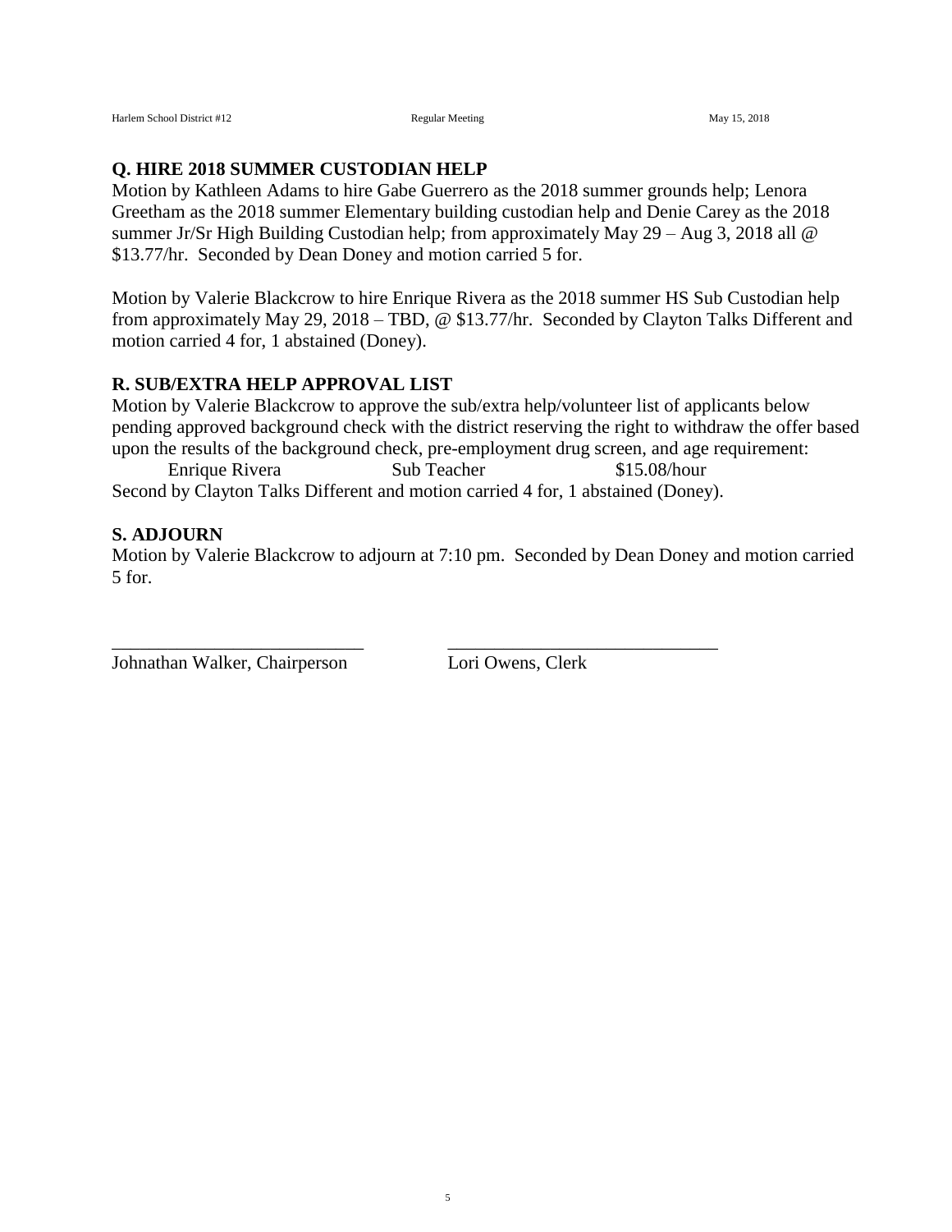**Q. HIRE 2018 SUMMER CUSTODIAN HELP**

Motion by Kathleen Adams to hire Gabe Guerrero as the 2018 summer grounds help; Lenora Greetham as the 2018 summer Elementary building custodian help and Denie Carey as the 2018 summer Jr/Sr High Building Custodian help; from approximately May 29 – Aug 3, 2018 all @ $13.77/hr. Seconded by Dean Doney and motion carried 5 for.

Motion by Valerie Blackcrow to hire Enrique Rivera as the 2018 summer HS Sub Custodian help from approximately May 29, 2018 – TBD, @ $13.77/hr. Seconded by Clayton Talks Different and motion carried 4 for, 1 abstained (Doney).

**R. SUB/EXTRA HELP APPROVAL LIST**

Motion by Valerie Blackcrow to approve the sub/extra help/volunteer list of applicants below pending approved background check with the district reserving the right to withdraw the offer based upon the results of the background check, pre-employment drug screen, and age requirement:

| | | |
|---|---|---|
| Enrique Rivera | Sub Teacher | $15.08/hour |

Second by Clayton Talks Different and motion carried 4 for, 1 abstained (Doney).

**S. ADJOURN**

Motion by Valerie Blackcrow to adjourn at 7:10 pm. Seconded by Dean Doney and motion carried 5 for.

\_\_\_\_\_\_\_\_\_\_\_\_\_\_\_\_\_\_\_\_\_\_\_\_\_\_\_\_ \_\_\_\_\_\_\_\_\_\_\_\_\_\_\_\_\_\_\_\_\_\_\_\_\_\_\_\_\_\_

Johnathan Walker, Chairperson Lori Owens, Clerk